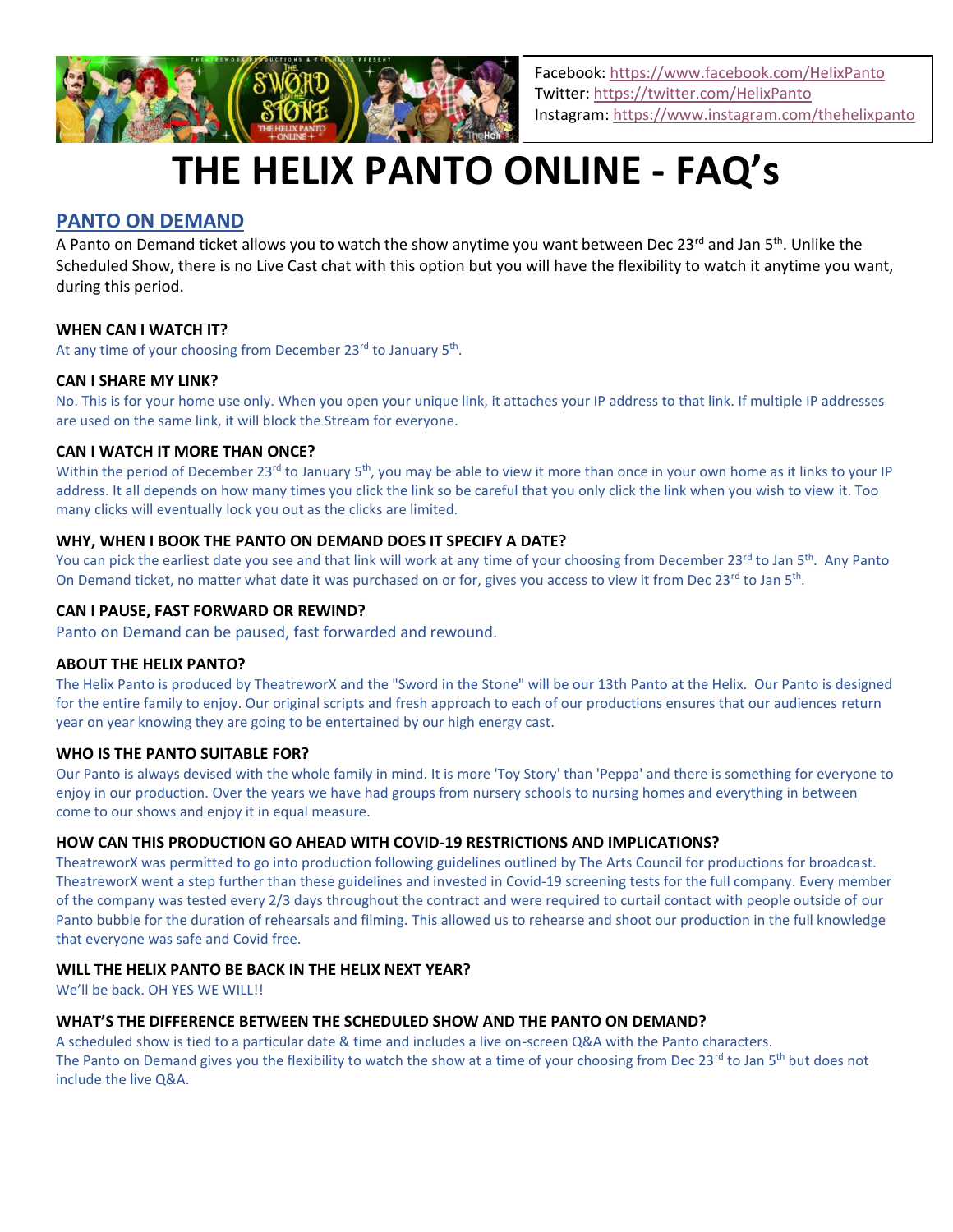Facebook: https://www.facebook.com/HelixPanto
Twitter: https://twitter.com/HelixPanto
Instagram: https://www.instagram.com/thehelixpanto

# THE HELIX PANTO ONLINE - FAQ's

## PANTO ON DEMAND

A Panto on Demand ticket allows you to watch the show anytime you want between Dec 23rd and Jan 5th. Unlike the Scheduled Show, there is no Live Cast chat with this option but you will have the flexibility to watch it anytime you want, during this period.

**WHEN CAN I WATCH IT?**

At any time of your choosing from December 23rd to January 5th.

**CAN I SHARE MY LINK?**

No. This is for your home use only. When you open your unique link, it attaches your IP address to that link. If multiple IP addresses are used on the same link, it will block the Stream for everyone.

**CAN I WATCH IT MORE THAN ONCE?**

Within the period of December 23rd to January 5th, you may be able to view it more than once in your own home as it links to your IP address. It all depends on how many times you click the link so be careful that you only click the link when you wish to view it. Too many clicks will eventually lock you out as the clicks are limited.

**WHY, WHEN I BOOK THE PANTO ON DEMAND DOES IT SPECIFY A DATE?**

You can pick the earliest date you see and that link will work at any time of your choosing from December 23rd to Jan 5th. Any Panto On Demand ticket, no matter what date it was purchased on or for, gives you access to view it from Dec 23rd to Jan 5th.

**CAN I PAUSE, FAST FORWARD OR REWIND?**

Panto on Demand can be paused, fast forwarded and rewound.

**ABOUT THE HELIX PANTO?**

The Helix Panto is produced by TheatreworX and the "Sword in the Stone" will be our 13th Panto at the Helix. Our Panto is designed for the entire family to enjoy. Our original scripts and fresh approach to each of our productions ensures that our audiences return year on year knowing they are going to be entertained by our high energy cast.

**WHO IS THE PANTO SUITABLE FOR?**

Our Panto is always devised with the whole family in mind. It is more 'Toy Story' than 'Peppa' and there is something for everyone to enjoy in our production. Over the years we have had groups from nursery schools to nursing homes and everything in between come to our shows and enjoy it in equal measure.

**HOW CAN THIS PRODUCTION GO AHEAD WITH COVID-19 RESTRICTIONS AND IMPLICATIONS?**

TheatreworX was permitted to go into production following guidelines outlined by The Arts Council for productions for broadcast. TheatreworX went a step further than these guidelines and invested in Covid-19 screening tests for the full company. Every member of the company was tested every 2/3 days throughout the contract and were required to curtail contact with people outside of our Panto bubble for the duration of rehearsals and filming. This allowed us to rehearse and shoot our production in the full knowledge that everyone was safe and Covid free.

**WILL THE HELIX PANTO BE BACK IN THE HELIX NEXT YEAR?**

We'll be back. OH YES WE WILL!!

**WHAT'S THE DIFFERENCE BETWEEN THE SCHEDULED SHOW AND THE PANTO ON DEMAND?**

A scheduled show is tied to a particular date & time and includes a live on-screen Q&A with the Panto characters.
The Panto on Demand gives you the flexibility to watch the show at a time of your choosing from Dec 23rd to Jan 5th but does not include the live Q&A.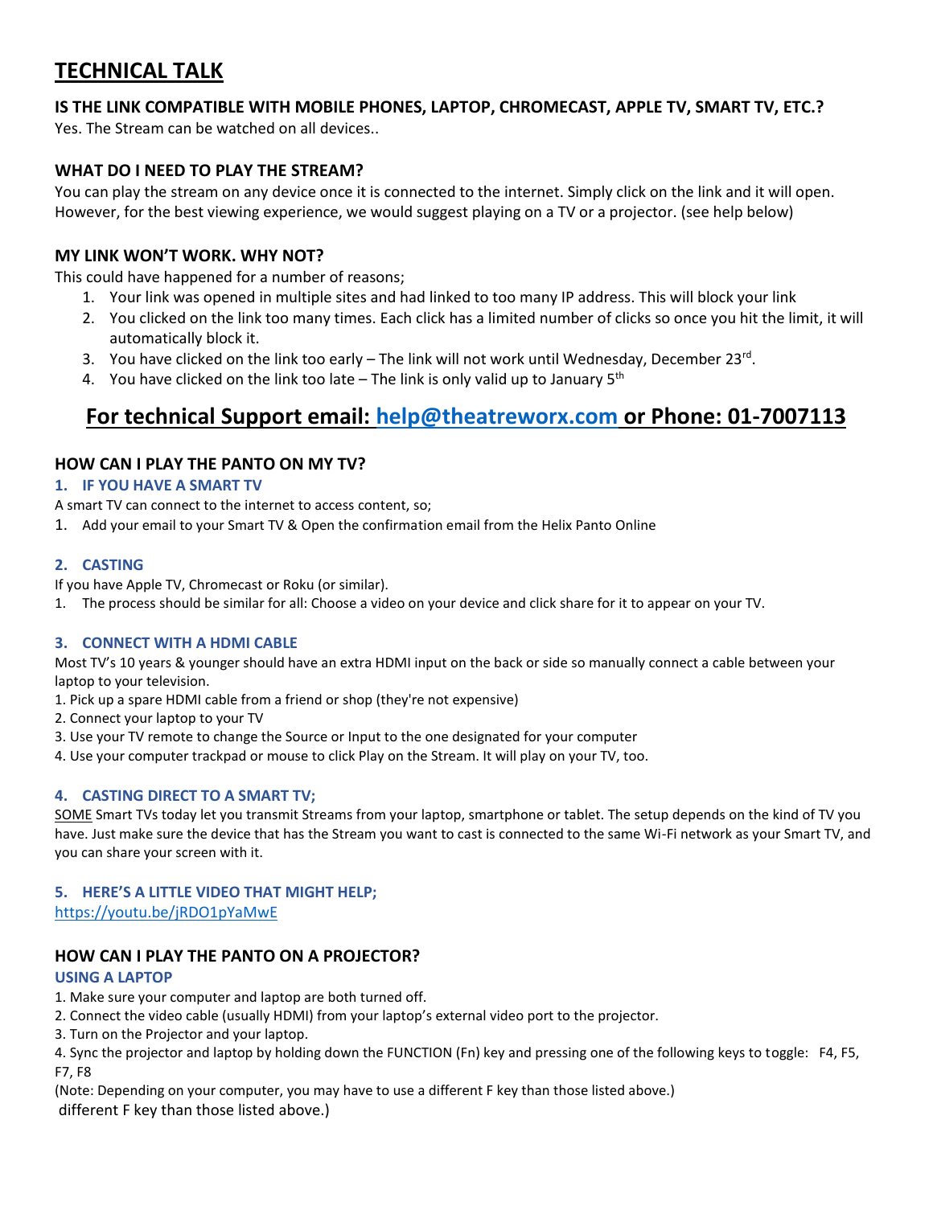# TECHNICAL TALK

**IS THE LINK COMPATIBLE WITH MOBILE PHONES, LAPTOP, CHROMECAST, APPLE TV, SMART TV, ETC.?**

Yes. The Stream can be watched on all devices..

**WHAT DO I NEED TO PLAY THE STREAM?**

You can play the stream on any device once it is connected to the internet. Simply click on the link and it will open. However, for the best viewing experience, we would suggest playing on a TV or a projector. (see help below)

**MY LINK WON'T WORK. WHY NOT?**

This could have happened for a number of reasons;

1. Your link was opened in multiple sites and had linked to too many IP address. This will block your link
2. You clicked on the link too many times. Each click has a limited number of clicks so once you hit the limit, it will automatically block it.
3. You have clicked on the link too early – The link will not work until Wednesday, December 23rd.
4. You have clicked on the link too late – The link is only valid up to January 5th

## For technical Support email: help@theatreworx.com or Phone: 01-7007113

**HOW CAN I PLAY THE PANTO ON MY TV?**

**1. IF YOU HAVE A SMART TV**

A smart TV can connect to the internet to access content, so;

1. Add your email to your Smart TV & Open the confirmation email from the Helix Panto Online

**2. CASTING**

If you have Apple TV, Chromecast or Roku (or similar).

1. The process should be similar for all: Choose a video on your device and click share for it to appear on your TV.

**3. CONNECT WITH A HDMI CABLE**

Most TV's 10 years & younger should have an extra HDMI input on the back or side so manually connect a cable between your laptop to your television.

1. Pick up a spare HDMI cable from a friend or shop (they're not expensive)
2. Connect your laptop to your TV
3. Use your TV remote to change the Source or Input to the one designated for your computer
4. Use your computer trackpad or mouse to click Play on the Stream. It will play on your TV, too.

**4. CASTING DIRECT TO A SMART TV;**

SOME Smart TVs today let you transmit Streams from your laptop, smartphone or tablet. The setup depends on the kind of TV you have. Just make sure the device that has the Stream you want to cast is connected to the same Wi-Fi network as your Smart TV, and you can share your screen with it.

**5. HERE'S A LITTLE VIDEO THAT MIGHT HELP;**

https://youtu.be/jRDO1pYaMwE

**HOW CAN I PLAY THE PANTO ON A PROJECTOR?**

**USING A LAPTOP**

1. Make sure your computer and laptop are both turned off.
2. Connect the video cable (usually HDMI) from your laptop's external video port to the projector.
3. Turn on the Projector and your laptop.
4. Sync the projector and laptop by holding down the FUNCTION (Fn) key and pressing one of the following keys to toggle: F4, F5, F7, F8

(Note: Depending on your computer, you may have to use a different F key than those listed above.)

different F key than those listed above.)